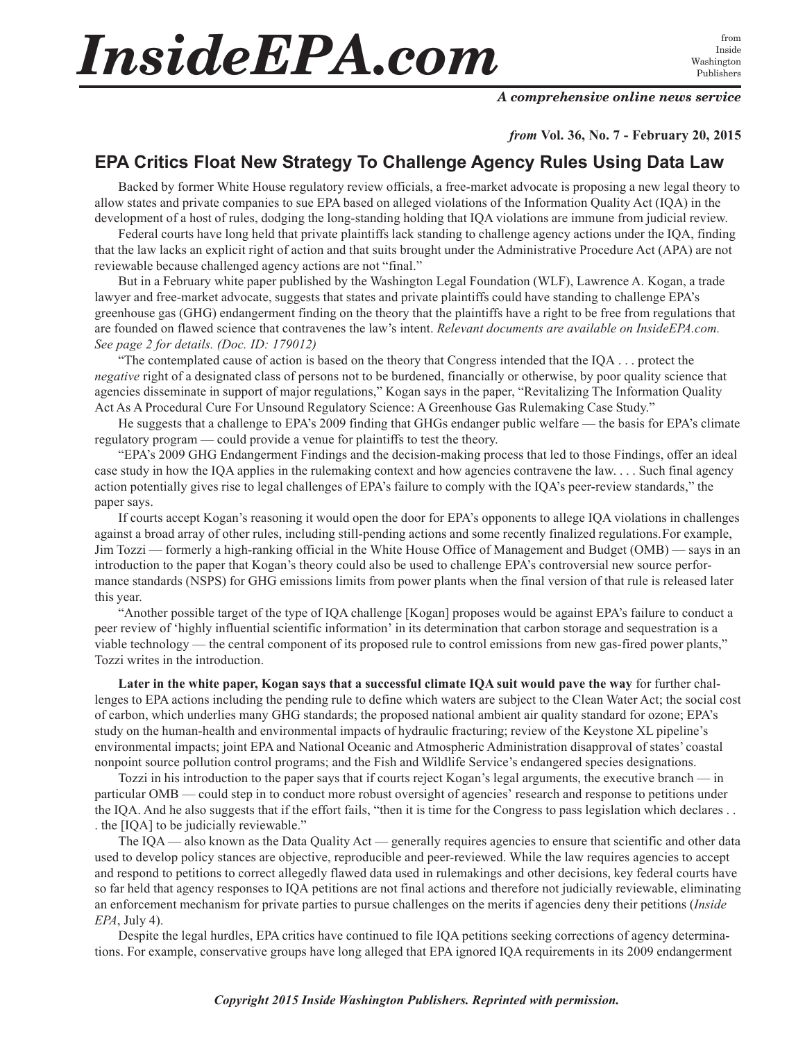# InsideEPA.com

from Inside Washington Publishers

***A comprehensive online news service***

***from* Vol. 36, No. 7 - February 20, 2015**

## EPA Critics Float New Strategy To Challenge Agency Rules Using Data Law

Backed by former White House regulatory review officials, a free-market advocate is proposing a new legal theory to allow states and private companies to sue EPA based on alleged violations of the Information Quality Act (IQA) in the development of a host of rules, dodging the long-standing holding that IQA violations are immune from judicial review.

Federal courts have long held that private plaintiffs lack standing to challenge agency actions under the IQA, finding that the law lacks an explicit right of action and that suits brought under the Administrative Procedure Act (APA) are not reviewable because challenged agency actions are not "final."

But in a February white paper published by the Washington Legal Foundation (WLF), Lawrence A. Kogan, a trade lawyer and free-market advocate, suggests that states and private plaintiffs could have standing to challenge EPA's greenhouse gas (GHG) endangerment finding on the theory that the plaintiffs have a right to be free from regulations that are founded on flawed science that contravenes the law's intent. *Relevant documents are available on InsideEPA.com. See page 2 for details. (Doc. ID: 179012)*

"The contemplated cause of action is based on the theory that Congress intended that the IQA . . . protect the *negative* right of a designated class of persons not to be burdened, financially or otherwise, by poor quality science that agencies disseminate in support of major regulations," Kogan says in the paper, "Revitalizing The Information Quality Act As A Procedural Cure For Unsound Regulatory Science: A Greenhouse Gas Rulemaking Case Study."

He suggests that a challenge to EPA's 2009 finding that GHGs endanger public welfare — the basis for EPA's climate regulatory program — could provide a venue for plaintiffs to test the theory.

"EPA's 2009 GHG Endangerment Findings and the decision-making process that led to those Findings, offer an ideal case study in how the IQA applies in the rulemaking context and how agencies contravene the law. . . . Such final agency action potentially gives rise to legal challenges of EPA's failure to comply with the IQA's peer-review standards," the paper says.

If courts accept Kogan's reasoning it would open the door for EPA's opponents to allege IQA violations in challenges against a broad array of other rules, including still-pending actions and some recently finalized regulations. For example, Jim Tozzi — formerly a high-ranking official in the White House Office of Management and Budget (OMB) — says in an introduction to the paper that Kogan's theory could also be used to challenge EPA's controversial new source performance standards (NSPS) for GHG emissions limits from power plants when the final version of that rule is released later this year.

"Another possible target of the type of IQA challenge [Kogan] proposes would be against EPA's failure to conduct a peer review of 'highly influential scientific information' in its determination that carbon storage and sequestration is a viable technology — the central component of its proposed rule to control emissions from new gas-fired power plants," Tozzi writes in the introduction.

**Later in the white paper, Kogan says that a successful climate IQA suit would pave the way** for further challenges to EPA actions including the pending rule to define which waters are subject to the Clean Water Act; the social cost of carbon, which underlies many GHG standards; the proposed national ambient air quality standard for ozone; EPA's study on the human-health and environmental impacts of hydraulic fracturing; review of the Keystone XL pipeline's environmental impacts; joint EPA and National Oceanic and Atmospheric Administration disapproval of states' coastal nonpoint source pollution control programs; and the Fish and Wildlife Service's endangered species designations.

Tozzi in his introduction to the paper says that if courts reject Kogan's legal arguments, the executive branch — in particular OMB — could step in to conduct more robust oversight of agencies' research and response to petitions under the IQA. And he also suggests that if the effort fails, "then it is time for the Congress to pass legislation which declares . . . the [IQA] to be judicially reviewable."

The IQA — also known as the Data Quality Act — generally requires agencies to ensure that scientific and other data used to develop policy stances are objective, reproducible and peer-reviewed. While the law requires agencies to accept and respond to petitions to correct allegedly flawed data used in rulemakings and other decisions, key federal courts have so far held that agency responses to IQA petitions are not final actions and therefore not judicially reviewable, eliminating an enforcement mechanism for private parties to pursue challenges on the merits if agencies deny their petitions (*Inside EPA*, July 4).

Despite the legal hurdles, EPA critics have continued to file IQA petitions seeking corrections of agency determinations. For example, conservative groups have long alleged that EPA ignored IQA requirements in its 2009 endangerment

*Copyright 2015 Inside Washington Publishers. Reprinted with permission.*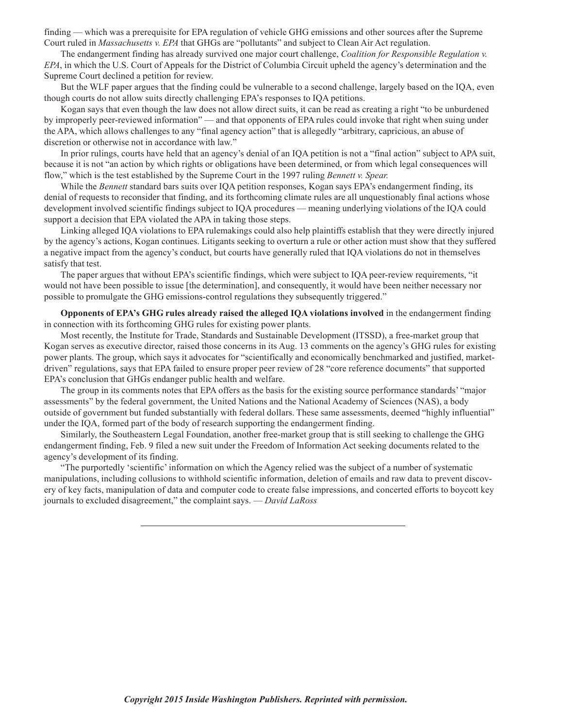finding — which was a prerequisite for EPA regulation of vehicle GHG emissions and other sources after the Supreme Court ruled in *Massachusetts v. EPA* that GHGs are "pollutants" and subject to Clean Air Act regulation.

The endangerment finding has already survived one major court challenge, *Coalition for Responsible Regulation v. EPA*, in which the U.S. Court of Appeals for the District of Columbia Circuit upheld the agency's determination and the Supreme Court declined a petition for review.

But the WLF paper argues that the finding could be vulnerable to a second challenge, largely based on the IQA, even though courts do not allow suits directly challenging EPA's responses to IQA petitions.

Kogan says that even though the law does not allow direct suits, it can be read as creating a right "to be unburdened by improperly peer-reviewed information" — and that opponents of EPA rules could invoke that right when suing under the APA, which allows challenges to any "final agency action" that is allegedly "arbitrary, capricious, an abuse of discretion or otherwise not in accordance with law."

In prior rulings, courts have held that an agency's denial of an IQA petition is not a "final action" subject to APA suit, because it is not "an action by which rights or obligations have been determined, or from which legal consequences will flow," which is the test established by the Supreme Court in the 1997 ruling *Bennett v. Spear.*

While the *Bennett* standard bars suits over IQA petition responses, Kogan says EPA's endangerment finding, its denial of requests to reconsider that finding, and its forthcoming climate rules are all unquestionably final actions whose development involved scientific findings subject to IQA procedures — meaning underlying violations of the IQA could support a decision that EPA violated the APA in taking those steps.

Linking alleged IQA violations to EPA rulemakings could also help plaintiffs establish that they were directly injured by the agency's actions, Kogan continues. Litigants seeking to overturn a rule or other action must show that they suffered a negative impact from the agency's conduct, but courts have generally ruled that IQA violations do not in themselves satisfy that test.

The paper argues that without EPA's scientific findings, which were subject to IQA peer-review requirements, "it would not have been possible to issue [the determination], and consequently, it would have been neither necessary nor possible to promulgate the GHG emissions-control regulations they subsequently triggered."

**Opponents of EPA's GHG rules already raised the alleged IQA violations involved** in the endangerment finding in connection with its forthcoming GHG rules for existing power plants.

Most recently, the Institute for Trade, Standards and Sustainable Development (ITSSD), a free-market group that Kogan serves as executive director, raised those concerns in its Aug. 13 comments on the agency's GHG rules for existing power plants. The group, which says it advocates for "scientifically and economically benchmarked and justified, market-driven" regulations, says that EPA failed to ensure proper peer review of 28 "core reference documents" that supported EPA's conclusion that GHGs endanger public health and welfare.

The group in its comments notes that EPA offers as the basis for the existing source performance standards' "major assessments" by the federal government, the United Nations and the National Academy of Sciences (NAS), a body outside of government but funded substantially with federal dollars. These same assessments, deemed "highly influential" under the IQA, formed part of the body of research supporting the endangerment finding.

Similarly, the Southeastern Legal Foundation, another free-market group that is still seeking to challenge the GHG endangerment finding, Feb. 9 filed a new suit under the Freedom of Information Act seeking documents related to the agency's development of its finding.

"The purportedly 'scientific' information on which the Agency relied was the subject of a number of systematic manipulations, including collusions to withhold scientific information, deletion of emails and raw data to prevent discovery of key facts, manipulation of data and computer code to create false impressions, and concerted efforts to boycott key journals to excluded disagreement," the complaint says. — *David LaRoss*

***Copyright 2015 Inside Washington Publishers. Reprinted with permission.***